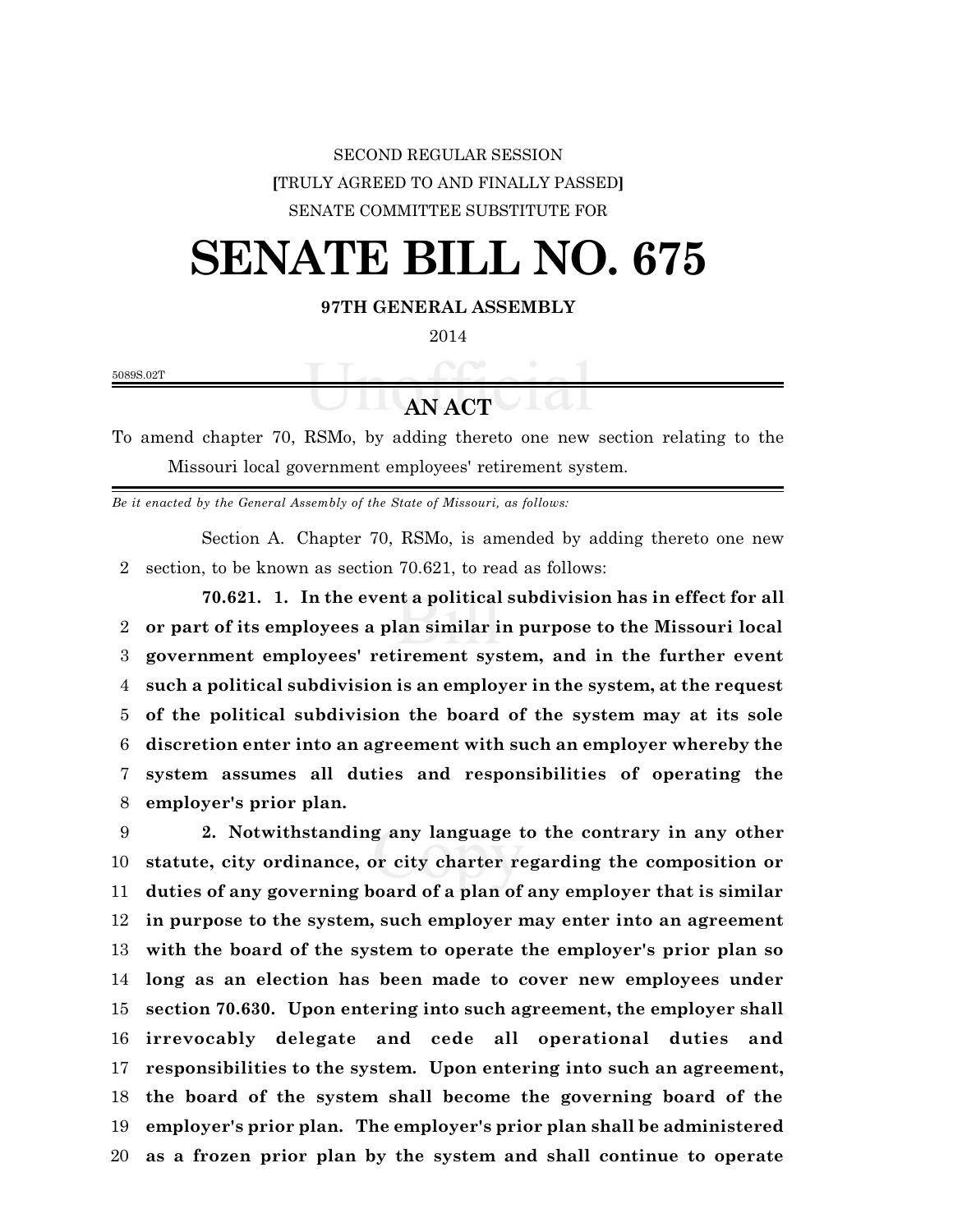SECOND REGULAR SESSION

**[**TRULY AGREED TO AND FINALLY PASSED**]**

SENATE COMMITTEE SUBSTITUTE FOR

# SENATE BILL NO. 675

**97TH GENERAL ASSEMBLY**

2014

5089S.02T

## AN ACT

To amend chapter 70, RSMo, by adding thereto one new section relating to the Missouri local government employees' retirement system.

*Be it enacted by the General Assembly of the State of Missouri, as follows:*

Section A. Chapter 70, RSMo, is amended by adding thereto one new section, to be known as section 70.621, to read as follows:

**70.621. 1. In the event a political subdivision has in effect for all or part of its employees a plan similar in purpose to the Missouri local government employees' retirement system, and in the further event such a political subdivision is an employer in the system, at the request of the political subdivision the board of the system may at its sole discretion enter into an agreement with such an employer whereby the system assumes all duties and responsibilities of operating the employer's prior plan.**

**2. Notwithstanding any language to the contrary in any other statute, city ordinance, or city charter regarding the composition or duties of any governing board of a plan of any employer that is similar in purpose to the system, such employer may enter into an agreement with the board of the system to operate the employer's prior plan so long as an election has been made to cover new employees under section 70.630. Upon entering into such agreement, the employer shall irrevocably delegate and cede all operational duties and responsibilities to the system. Upon entering into such an agreement, the board of the system shall become the governing board of the employer's prior plan. The employer's prior plan shall be administered as a frozen prior plan by the system and shall continue to operate**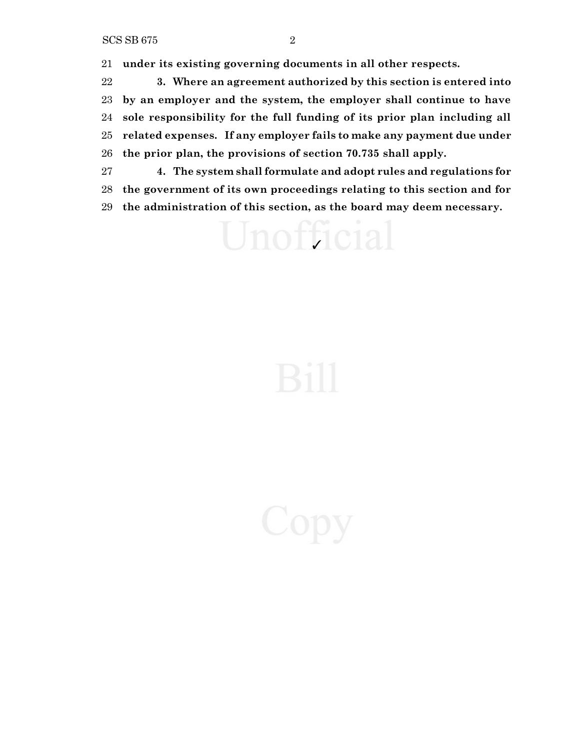**under its existing governing documents in all other respects.**

**3. Where an agreement authorized by this section is entered into by an employer and the system, the employer shall continue to have sole responsibility for the full funding of its prior plan including all related expenses. If any employer fails to make any payment due under the prior plan, the provisions of section 70.735 shall apply.**

**4. The system shall formulate and adopt rules and regulations for the government of its own proceedings relating to this section and for the administration of this section, as the board may deem necessary.**

✓